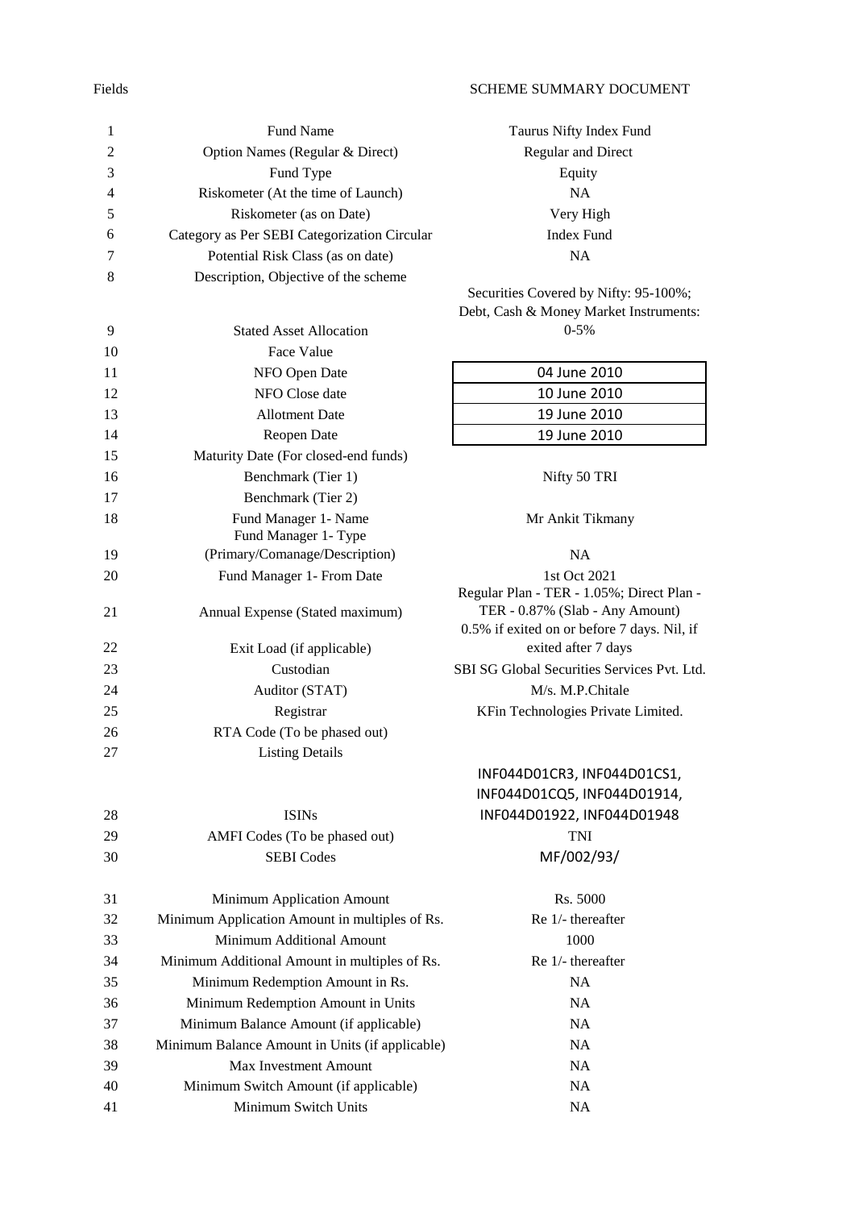| Fields | | SCHEME SUMMARY DOCUMENT |
|---|---|---|
| 1 | Fund Name | Taurus Nifty Index Fund |
| 2 | Option Names (Regular & Direct) | Regular and Direct |
| 3 | Fund Type | Equity |
| 4 | Riskometer (At the time of Launch) | NA |
| 5 | Riskometer (as on Date) | Very High |
| 6 | Category as Per SEBI Categorization Circular | Index Fund |
| 7 | Potential Risk Class (as on date) | NA |
| 8 | Description, Objective of the scheme | |
| 9 | Stated Asset Allocation | Securities Covered by Nifty: 95-100%; Debt, Cash & Money Market Instruments: 0-5% |
| 10 | Face Value | |
| 11 | NFO Open Date | 04 June 2010 |
| 12 | NFO Close date | 10 June 2010 |
| 13 | Allotment Date | 19 June 2010 |
| 14 | Reopen Date | 19 June 2010 |
| 15 | Maturity Date (For closed-end funds) | |
| 16 | Benchmark (Tier 1) | Nifty 50 TRI |
| 17 | Benchmark (Tier 2) | |
| 18 | Fund Manager 1- Name | Mr Ankit Tikmany |
| 19 | Fund Manager 1- Type (Primary/Comanage/Description) | NA |
| 20 | Fund Manager 1- From Date | 1st Oct 2021 |
| 21 | Annual Expense (Stated maximum) | Regular Plan - TER - 1.05%; Direct Plan - TER - 0.87% (Slab - Any Amount) |
| 22 | Exit Load (if applicable) | 0.5% if exited on or before 7 days. Nil, if exited after 7 days |
| 23 | Custodian | SBI SG Global Securities Services Pvt. Ltd. |
| 24 | Auditor (STAT) | M/s. M.P.Chitale |
| 25 | Registrar | KFin Technologies Private Limited. |
| 26 | RTA Code (To be phased out) | |
| 27 | Listing Details | |
| 28 | ISINs | INF044D01CR3, INF044D01CS1, INF044D01CQ5, INF044D01914, INF044D01922, INF044D01948 |
| 29 | AMFI Codes (To be phased out) | TNI |
| 30 | SEBI Codes | MF/002/93/ |
| 31 | Minimum Application Amount | Rs. 5000 |
| 32 | Minimum Application Amount in multiples of Rs. | Re 1/- thereafter |
| 33 | Minimum Additional Amount | 1000 |
| 34 | Minimum Additional Amount in multiples of Rs. | Re 1/- thereafter |
| 35 | Minimum Redemption Amount in Rs. | NA |
| 36 | Minimum Redemption Amount in Units | NA |
| 37 | Minimum Balance Amount (if applicable) | NA |
| 38 | Minimum Balance Amount in Units (if applicable) | NA |
| 39 | Max Investment Amount | NA |
| 40 | Minimum Switch Amount (if applicable) | NA |
| 41 | Minimum Switch Units | NA |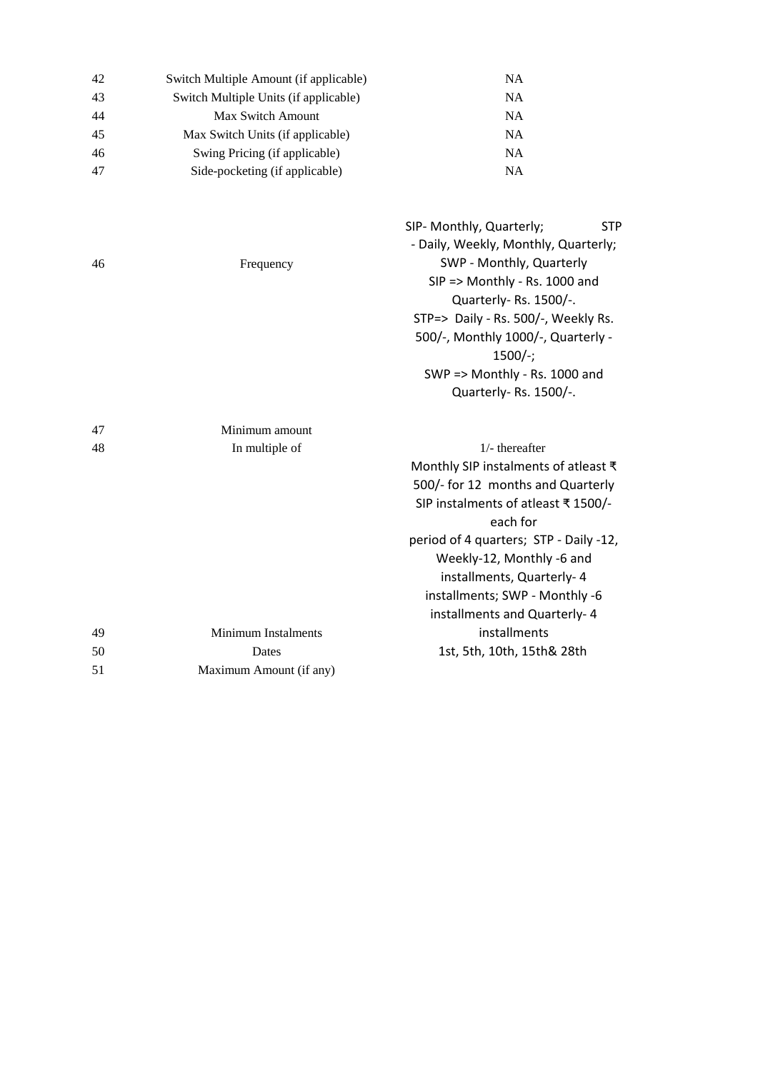| | | |
|---|---|---|
| 42 | Switch Multiple Amount (if applicable) | NA |
| 43 | Switch Multiple Units (if applicable) | NA |
| 44 | Max Switch Amount | NA |
| 45 | Max Switch Units (if applicable) | NA |
| 46 | Swing Pricing (if applicable) | NA |
| 47 | Side-pocketing (if applicable) | NA |
| 46 | Frequency | SIP- Monthly, Quarterly; STP - Daily, Weekly, Monthly, Quarterly; SWP - Monthly, Quarterly SIP => Monthly - Rs. 1000 and Quarterly- Rs. 1500/-. STP=> Daily - Rs. 500/-, Weekly Rs. 500/-, Monthly 1000/-, Quarterly - 1500/-; SWP => Monthly - Rs. 1000 and Quarterly- Rs. 1500/-. |
| 47 | Minimum amount | |
| 48 | In multiple of | 1/- thereafter |
| 49 | Minimum Instalments | Monthly SIP instalments of atleast ₹ 500/- for 12 months and Quarterly SIP instalments of atleast ₹ 1500/- each for period of 4 quarters; STP - Daily -12, Weekly-12, Monthly -6 and installments, Quarterly- 4 installments; SWP - Monthly -6 installments and Quarterly- 4 installments |
| 50 | Dates | 1st, 5th, 10th, 15th& 28th |
| 51 | Maximum Amount (if any) | |